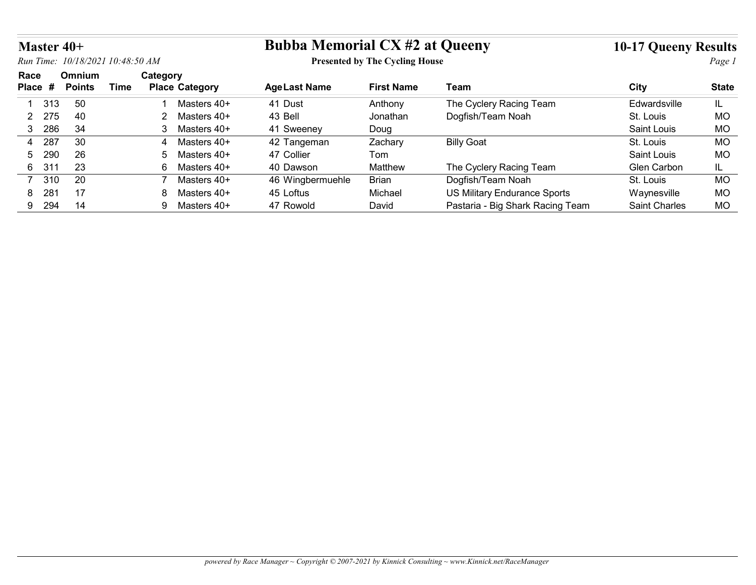## Master 40+

*Run Time: 10/18/2021 10:48:50 AM*

# Bubba Memorial CX #2 at Queeny

**Presented by The Cycling House**

## 10-17 Queeny Results

| Race Place | # | Omnium Points | Time | Category Place | Category | Age | Last Name | First Name | Team | City | State |
|---|---|---|---|---|---|---|---|---|---|---|---|
| 1 | 313 | 50 | | 1 | Masters 40+ | 41 | Dust | Anthony | The Cyclery Racing Team | Edwardsville | IL |
| 2 | 275 | 40 | | 2 | Masters 40+ | 43 | Bell | Jonathan | Dogfish/Team Noah | St. Louis | MO |
| 3 | 286 | 34 | | 3 | Masters 40+ | 41 | Sweeney | Doug | | Saint Louis | MO |
| 4 | 287 | 30 | | 4 | Masters 40+ | 42 | Tangeman | Zachary | Billy Goat | St. Louis | MO |
| 5 | 290 | 26 | | 5 | Masters 40+ | 47 | Collier | Tom | | Saint Louis | MO |
| 6 | 311 | 23 | | 6 | Masters 40+ | 40 | Dawson | Matthew | The Cyclery Racing Team | Glen Carbon | IL |
| 7 | 310 | 20 | | 7 | Masters 40+ | 46 | Wingbermuehle | Brian | Dogfish/Team Noah | St. Louis | MO |
| 8 | 281 | 17 | | 8 | Masters 40+ | 45 | Loftus | Michael | US Military Endurance Sports | Waynesville | MO |
| 9 | 294 | 14 | | 9 | Masters 40+ | 47 | Rowold | David | Pastaria - Big Shark Racing Team | Saint Charles | MO |

*powered by Race Manager ~ Copyright © 2007-2021 by Kinnick Consulting ~ www.Kinnick.net/RaceManager*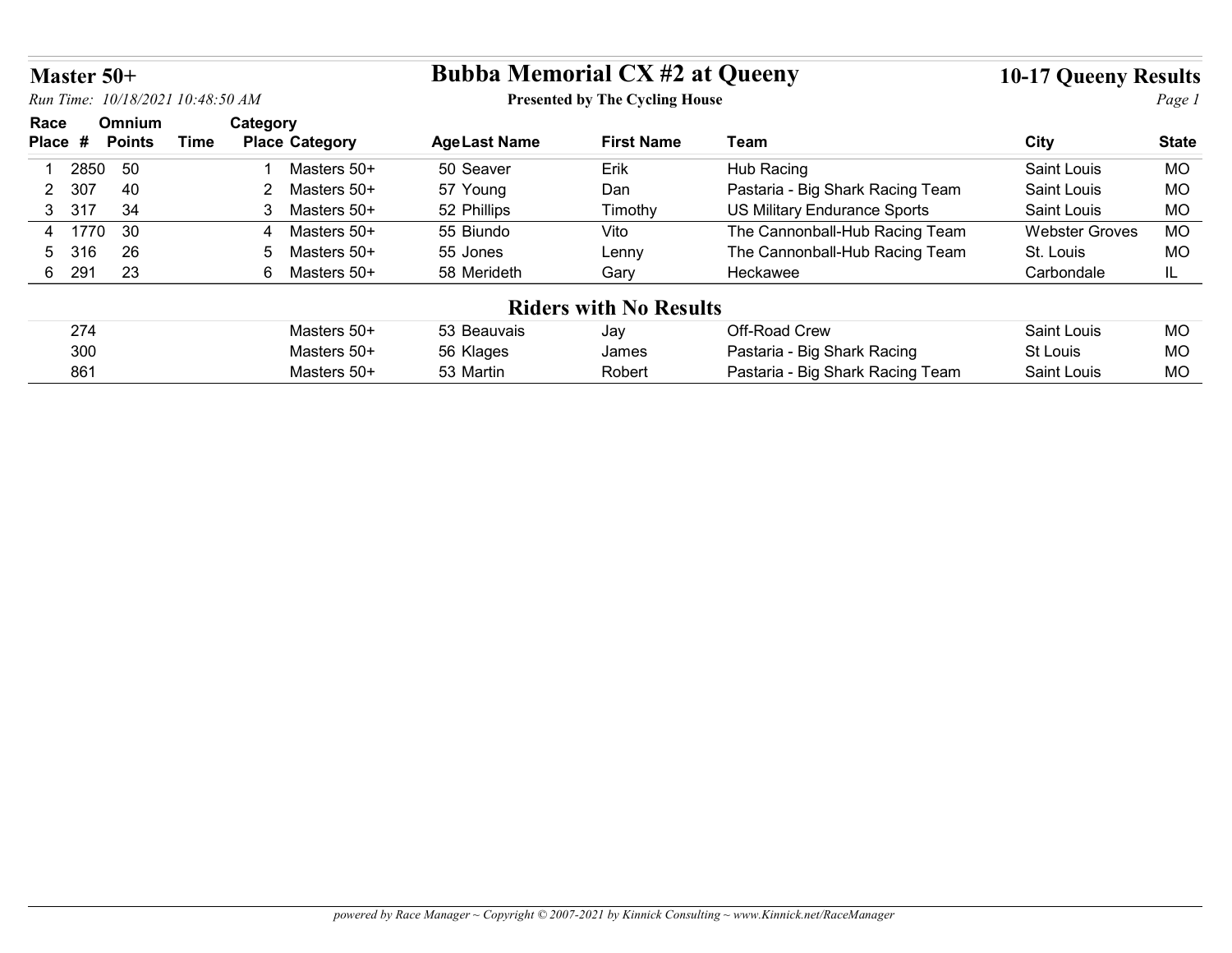# Master 50+

## Bubba Memorial CX #2 at Queeny

**Presented by The Cycling House**

**10-17 Queeny Results**

*Run Time: 10/18/2021 10:48:50 AM*

| Race Place | # | Omnium Points | Time | Category Place | Category | Age | Last Name | First Name | Team | City | State |
|---|---|---|---|---|---|---|---|---|---|---|---|
| 1 | 2850 | 50 | | 1 | Masters 50+ | 50 | Seaver | Erik | Hub Racing | Saint Louis | MO |
| 2 | 307 | 40 | | 2 | Masters 50+ | 57 | Young | Dan | Pastaria - Big Shark Racing Team | Saint Louis | MO |
| 3 | 317 | 34 | | 3 | Masters 50+ | 52 | Phillips | Timothy | US Military Endurance Sports | Saint Louis | MO |
| 4 | 1770 | 30 | | 4 | Masters 50+ | 55 | Biundo | Vito | The Cannonball-Hub Racing Team | Webster Groves | MO |
| 5 | 316 | 26 | | 5 | Masters 50+ | 55 | Jones | Lenny | The Cannonball-Hub Racing Team | St. Louis | MO |
| 6 | 291 | 23 | | 6 | Masters 50+ | 58 | Merideth | Gary | Heckawee | Carbondale | IL |

### Riders with No Results

| # | Category | Age | Last Name | First Name | Team | City | State |
|---|---|---|---|---|---|---|---|
| 274 | Masters 50+ | 53 | Beauvais | Jay | Off-Road Crew | Saint Louis | MO |
| 300 | Masters 50+ | 56 | Klages | James | Pastaria - Big Shark Racing | St Louis | MO |
| 861 | Masters 50+ | 53 | Martin | Robert | Pastaria - Big Shark Racing Team | Saint Louis | MO |

*powered by Race Manager ~ Copyright © 2007-2021 by Kinnick Consulting ~ www.Kinnick.net/RaceManager*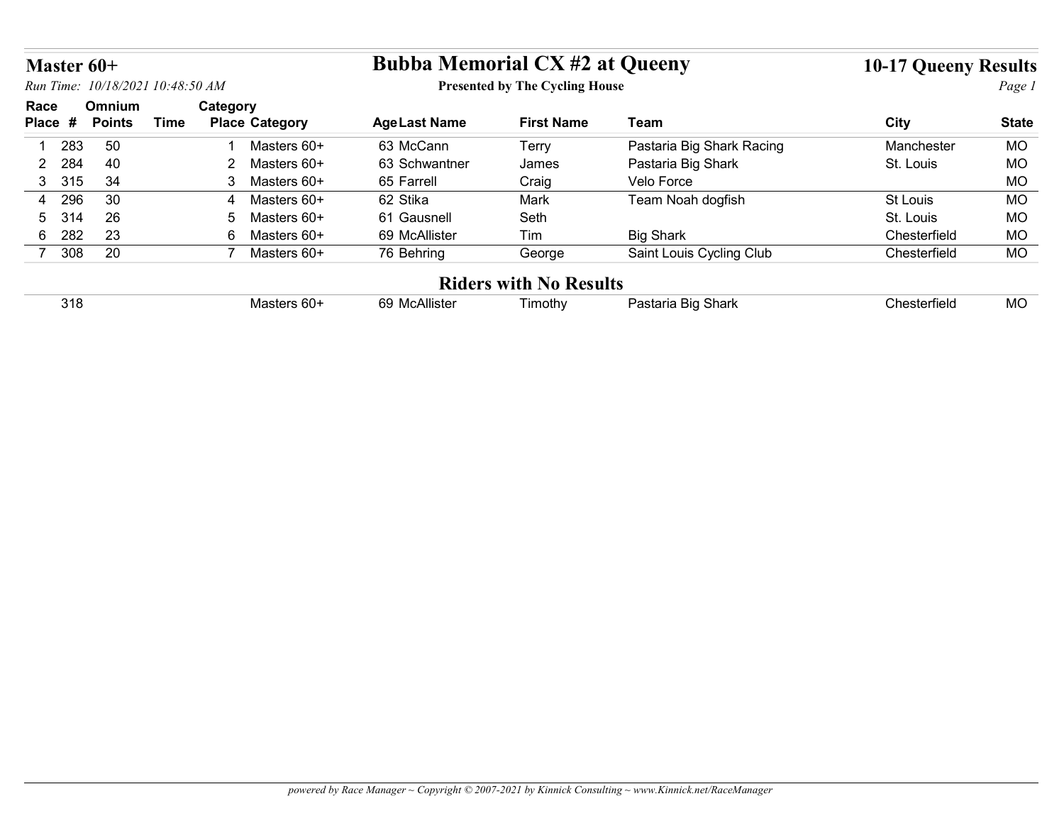# Master 60+

## Bubba Memorial CX #2 at Queeny

**Presented by The Cycling House**

**10-17 Queeny Results**

*Run Time: 10/18/2021 10:48:50 AM*

| Race Place | # | Omnium Points | Time | Category Place | Category | Age | Last Name | First Name | Team | City | State |
|---|---|---|---|---|---|---|---|---|---|---|---|
| 1 | 283 | 50 | | 1 | Masters 60+ | 63 | McCann | Terry | Pastaria Big Shark Racing | Manchester | MO |
| 2 | 284 | 40 | | 2 | Masters 60+ | 63 | Schwantner | James | Pastaria Big Shark | St. Louis | MO |
| 3 | 315 | 34 | | 3 | Masters 60+ | 65 | Farrell | Craig | Velo Force | | MO |
| 4 | 296 | 30 | | 4 | Masters 60+ | 62 | Stika | Mark | Team Noah dogfish | St Louis | MO |
| 5 | 314 | 26 | | 5 | Masters 60+ | 61 | Gausnell | Seth | | St. Louis | MO |
| 6 | 282 | 23 | | 6 | Masters 60+ | 69 | McAllister | Tim | Big Shark | Chesterfield | MO |
| 7 | 308 | 20 | | 7 | Masters 60+ | 76 | Behring | George | Saint Louis Cycling Club | Chesterfield | MO |

### Riders with No Results

| Race Place | # | Omnium Points | Time | Category Place | Category | Age | Last Name | First Name | Team | City | State |
|---|---|---|---|---|---|---|---|---|---|---|---|
| | 318 | | | | Masters 60+ | 69 | McAllister | Timothy | Pastaria Big Shark | Chesterfield | MO |

*powered by Race Manager ~ Copyright © 2007-2021 by Kinnick Consulting ~ www.Kinnick.net/RaceManager*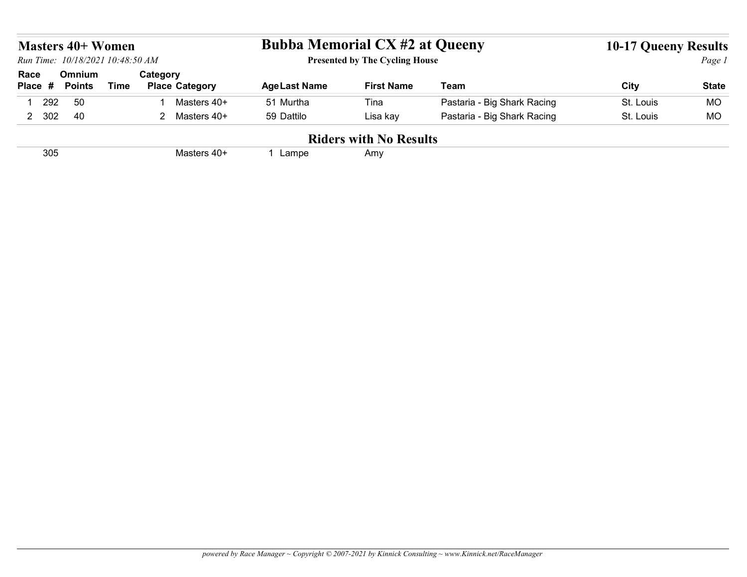## Masters 40+ Women

*Run Time: 10/18/2021 10:48:50 AM*

# Bubba Memorial CX #2 at Queeny

**Presented by The Cycling House**

## 10-17 Queeny Results

| Race Place | # | Omnium Points | Time | Category Place | Category | Age | Last Name | First Name | Team | City | State |
|---|---|---|---|---|---|---|---|---|---|---|---|
| 1 | 292 | 50 | | 1 | Masters 40+ | 51 | Murtha | Tina | Pastaria - Big Shark Racing | St. Louis | MO |
| 2 | 302 | 40 | | 2 | Masters 40+ | 59 | Dattilo | Lisa kay | Pastaria - Big Shark Racing | St. Louis | MO |

## Riders with No Results

| Race Place | # | Omnium Points | Time | Category Place | Category | Age | Last Name | First Name | Team | City | State |
|---|---|---|---|---|---|---|---|---|---|---|---|
| | 305 | | | | Masters 40+ | 1 | Lampe | Amy | | | |

*powered by Race Manager ~ Copyright © 2007-2021 by Kinnick Consulting ~ www.Kinnick.net/RaceManager*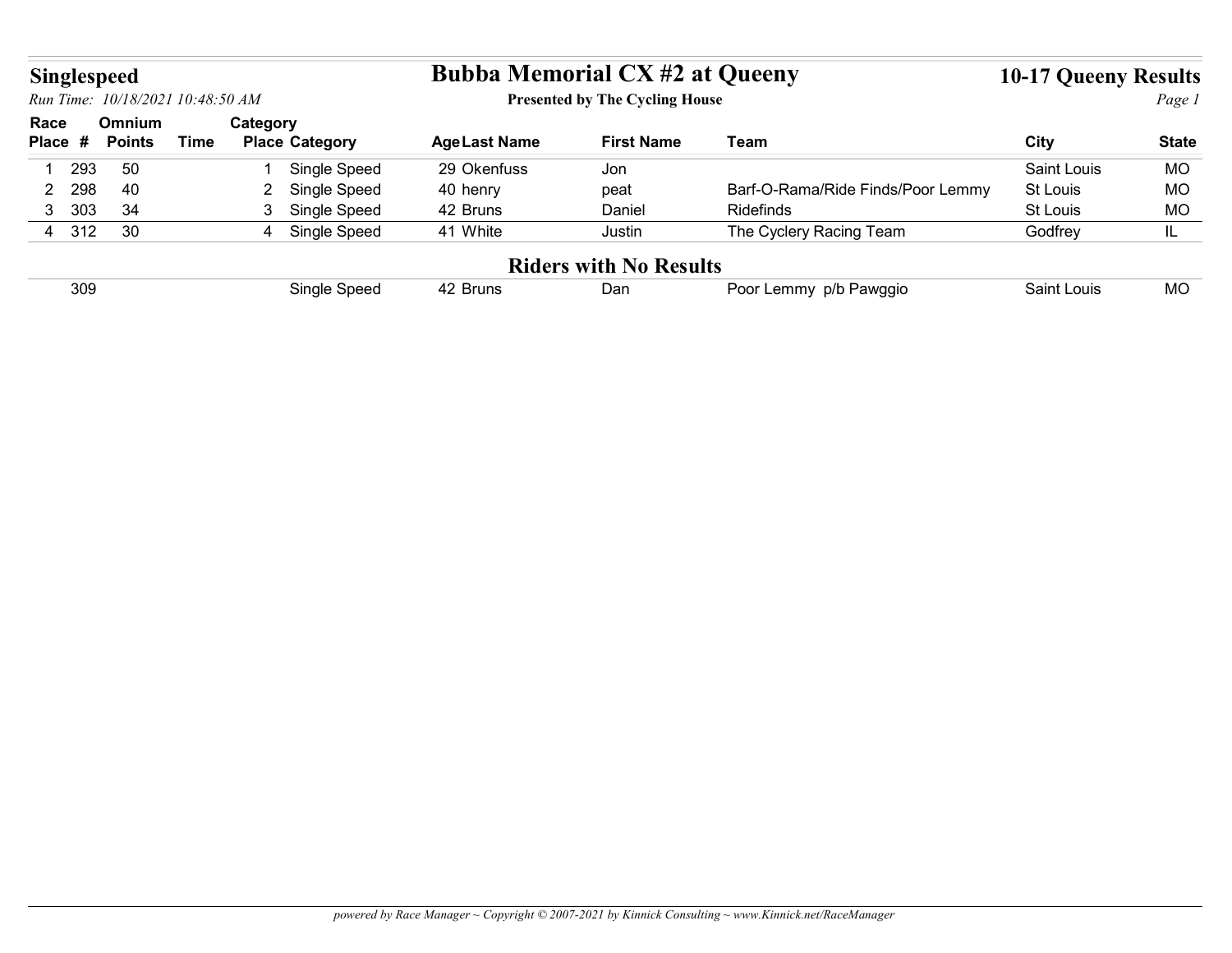# Singlespeed

## Bubba Memorial CX #2 at Queeny

**Presented by The Cycling House**

**10-17 Queeny Results**

*Run Time: 10/18/2021 10:48:50 AM*

| Race Place | # | Omnium Points | Time | Category Place | Category | Age | Last Name | First Name | Team | City | State |
|---|---|---|---|---|---|---|---|---|---|---|---|
| 1 | 293 | 50 | | 1 | Single Speed | 29 | Okenfuss | Jon | | Saint Louis | MO |
| 2 | 298 | 40 | | 2 | Single Speed | 40 | henry | peat | Barf-O-Rama/Ride Finds/Poor Lemmy | St Louis | MO |
| 3 | 303 | 34 | | 3 | Single Speed | 42 | Bruns | Daniel | Ridefinds | St Louis | MO |
| 4 | 312 | 30 | | 4 | Single Speed | 41 | White | Justin | The Cyclery Racing Team | Godfrey | IL |

### Riders with No Results

| Race Place | # | Omnium Points | Time | Category Place | Category | Age | Last Name | First Name | Team | City | State |
|---|---|---|---|---|---|---|---|---|---|---|---|
| | 309 | | | | Single Speed | 42 | Bruns | Dan | Poor Lemmy p/b Pawggio | Saint Louis | MO |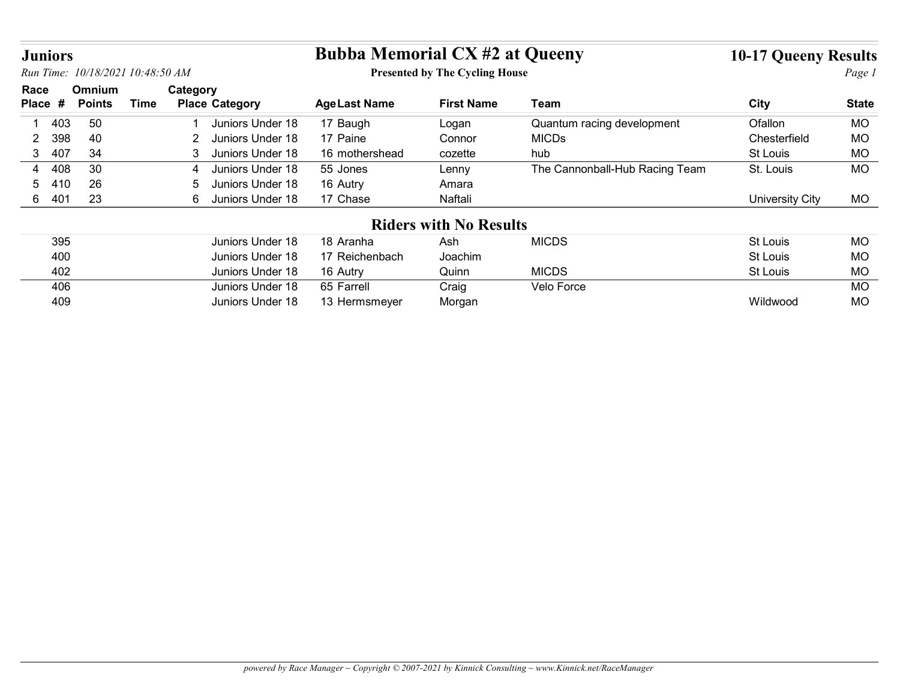# Juniors

## Bubba Memorial CX #2 at Queeny

**Presented by The Cycling House**

**10-17 Queeny Results**

*Run Time: 10/18/2021 10:48:50 AM*

| Race Place | # | Omnium Points | Time | Category Place | Category | Age | Last Name | First Name | Team | City | State |
|---|---|---|---|---|---|---|---|---|---|---|---|
| 1 | 403 | 50 | | 1 | Juniors Under 18 | 17 | Baugh | Logan | Quantum racing development | Ofallon | MO |
| 2 | 398 | 40 | | 2 | Juniors Under 18 | 17 | Paine | Connor | MICDs | Chesterfield | MO |
| 3 | 407 | 34 | | 3 | Juniors Under 18 | 16 | mothershead | cozette | hub | St Louis | MO |
| 4 | 408 | 30 | | 4 | Juniors Under 18 | 55 | Jones | Lenny | The Cannonball-Hub Racing Team | St. Louis | MO |
| 5 | 410 | 26 | | 5 | Juniors Under 18 | 16 | Autry | Amara | | | |
| 6 | 401 | 23 | | 6 | Juniors Under 18 | 17 | Chase | Naftali | | University City | MO |

### Riders with No Results

| # | Category | Age | Last Name | First Name | Team | City | State |
|---|---|---|---|---|---|---|---|
| 395 | Juniors Under 18 | 18 | Aranha | Ash | MICDS | St Louis | MO |
| 400 | Juniors Under 18 | 17 | Reichenbach | Joachim | | St Louis | MO |
| 402 | Juniors Under 18 | 16 | Autry | Quinn | MICDS | St Louis | MO |
| 406 | Juniors Under 18 | 65 | Farrell | Craig | Velo Force | | MO |
| 409 | Juniors Under 18 | 13 | Hermsmeyer | Morgan | | Wildwood | MO |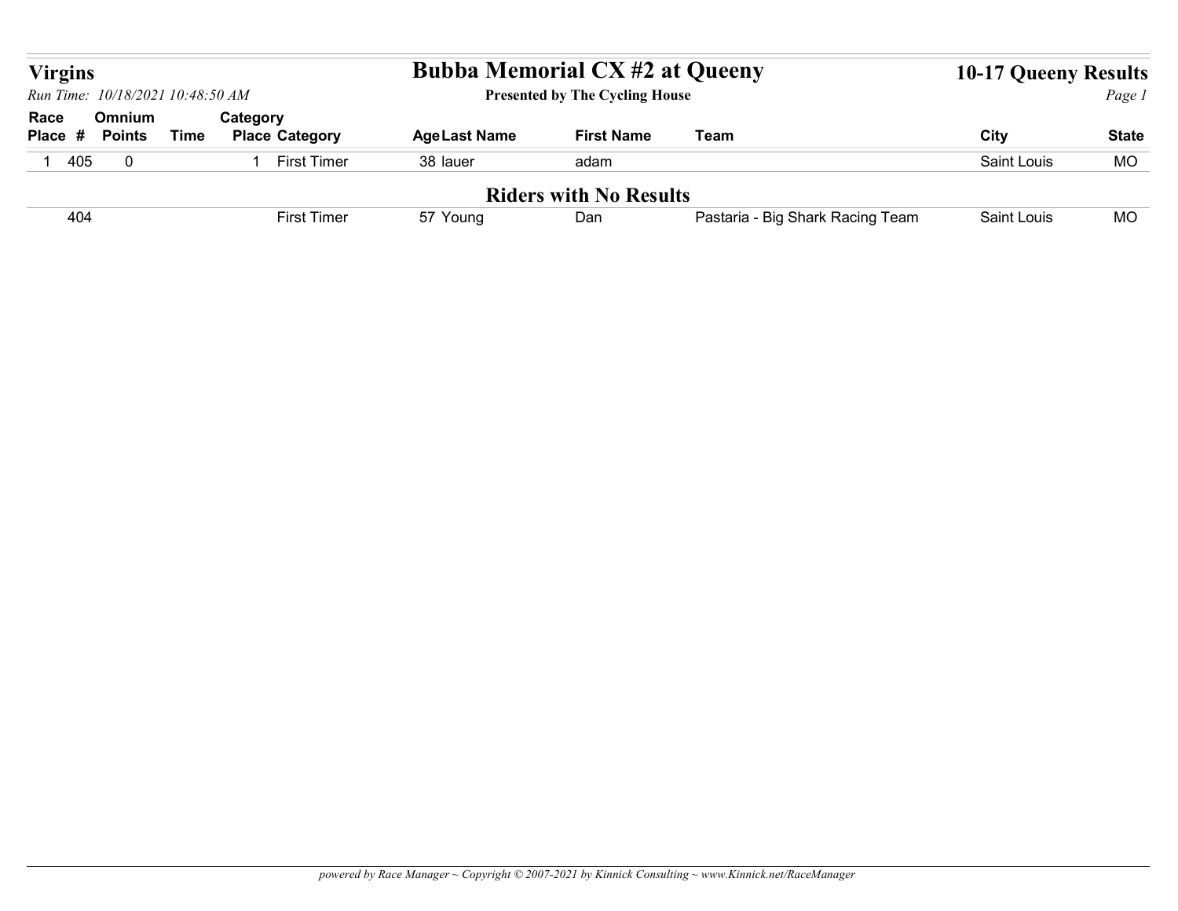## Virgins

*Run Time: 10/18/2021 10:48:50 AM*

# Bubba Memorial CX #2 at Queeny

**Presented by The Cycling House**

## 10-17 Queeny Results

| Race Place | # | Omnium Points | Time | Category Place | Category | Age | Last Name | First Name | Team | City | State |
|---|---|---|---|---|---|---|---|---|---|---|---|
| 1 | 405 | 0 | | 1 | First Timer | 38 | lauer | adam | | Saint Louis | MO |

### Riders with No Results

| Race Place | # | Omnium Points | Time | Category Place | Category | Age | Last Name | First Name | Team | City | State |
|---|---|---|---|---|---|---|---|---|---|---|---|
| | 404 | | | | First Timer | 57 | Young | Dan | Pastaria - Big Shark Racing Team | Saint Louis | MO |

*powered by Race Manager ~ Copyright © 2007-2021 by Kinnick Consulting ~ www.Kinnick.net/RaceManager*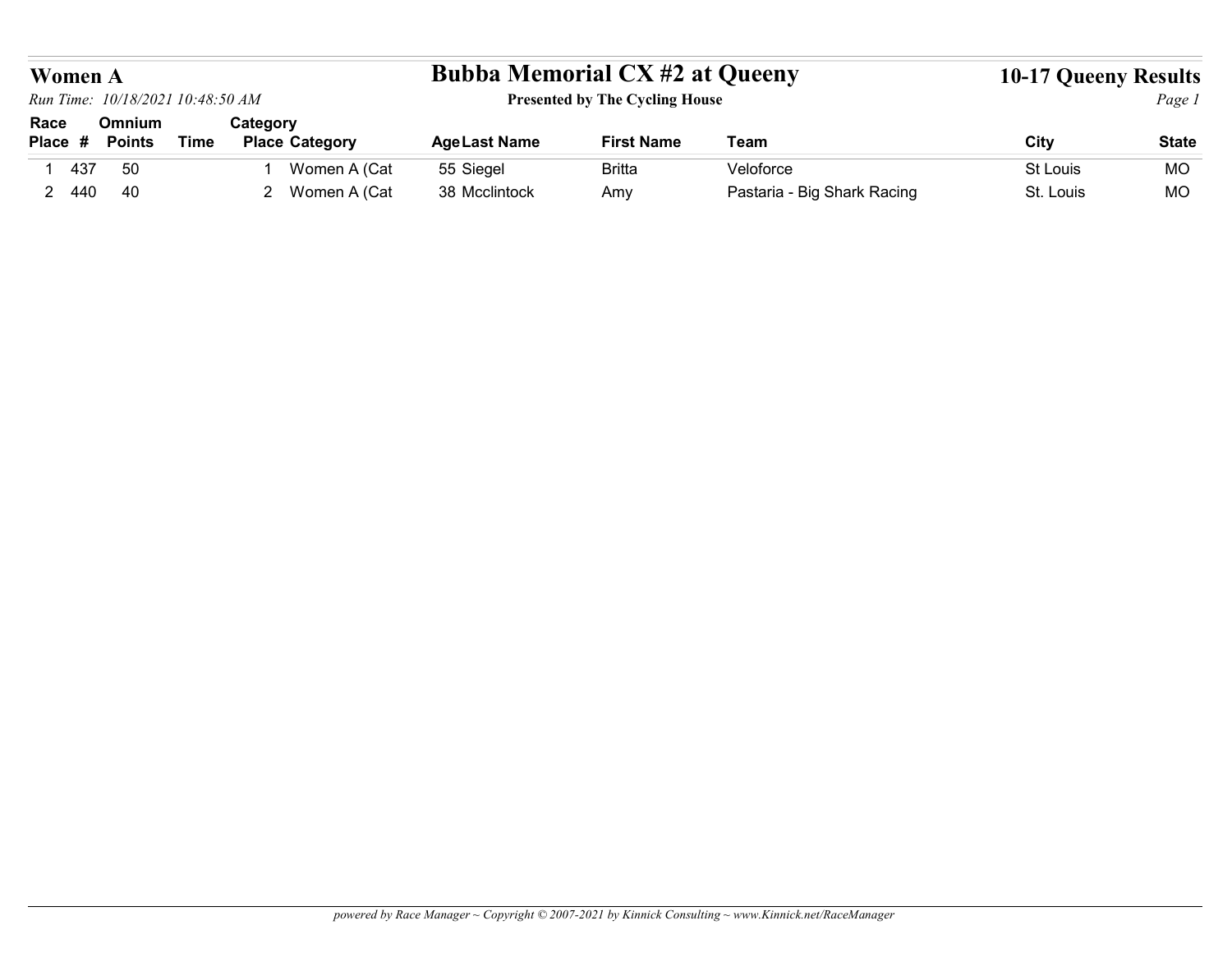# Women A

*Run Time: 10/18/2021 10:48:50 AM*

## Bubba Memorial CX #2 at Queeny

**Presented by The Cycling House**

## 10-17 Queeny Results

| Race Place | # | Omnium Points | Time | Category Place | Category | Age | Last Name | First Name | Team | City | State |
|---|---|---|---|---|---|---|---|---|---|---|---|
| 1 | 437 | 50 | | 1 | Women A (Cat | 55 | Siegel | Britta | Veloforce | St Louis | MO |
| 2 | 440 | 40 | | 2 | Women A (Cat | 38 | Mcclintock | Amy | Pastaria - Big Shark Racing | St. Louis | MO |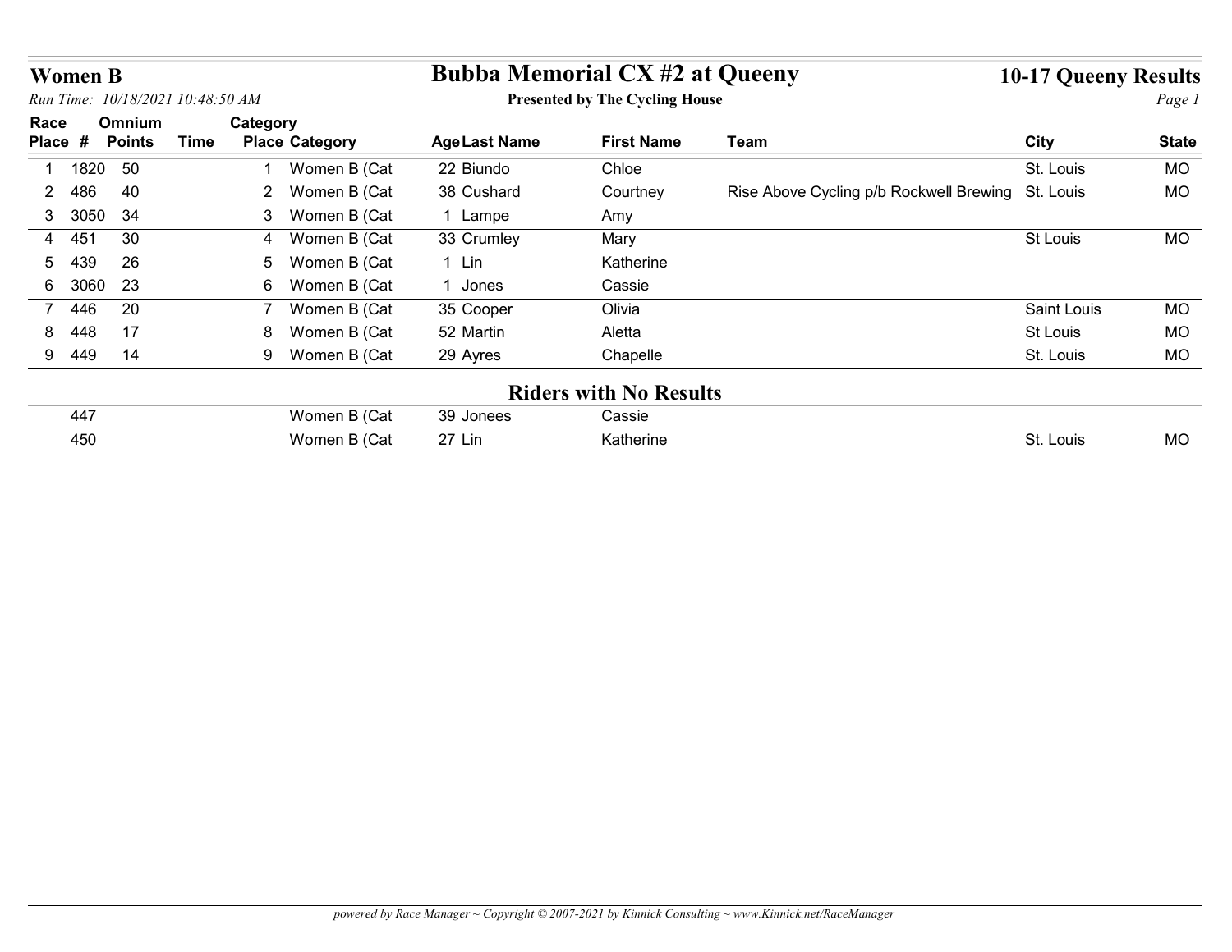# Women B

*Run Time: 10/18/2021 10:48:50 AM*

## Bubba Memorial CX #2 at Queeny

**Presented by The Cycling House**

**10-17 Queeny Results**

| Race Place | # | Omnium Points | Time | Category Place | Category | Age | Last Name | First Name | Team | City | State |
|---|---|---|---|---|---|---|---|---|---|---|---|
| 1 | 1820 | 50 | | 1 | Women B (Cat | 22 | Biundo | Chloe | | St. Louis | MO |
| 2 | 486 | 40 | | 2 | Women B (Cat | 38 | Cushard | Courtney | Rise Above Cycling p/b Rockwell Brewing | St. Louis | MO |
| 3 | 3050 | 34 | | 3 | Women B (Cat | 1 | Lampe | Amy | | | |
| 4 | 451 | 30 | | 4 | Women B (Cat | 33 | Crumley | Mary | | St Louis | MO |
| 5 | 439 | 26 | | 5 | Women B (Cat | 1 | Lin | Katherine | | | |
| 6 | 3060 | 23 | | 6 | Women B (Cat | 1 | Jones | Cassie | | | |
| 7 | 446 | 20 | | 7 | Women B (Cat | 35 | Cooper | Olivia | | Saint Louis | MO |
| 8 | 448 | 17 | | 8 | Women B (Cat | 52 | Martin | Aletta | | St Louis | MO |
| 9 | 449 | 14 | | 9 | Women B (Cat | 29 | Ayres | Chapelle | | St. Louis | MO |

## Riders with No Results

| # | Category | Age | Last Name | First Name | City | State |
|---|---|---|---|---|---|---|
| 447 | Women B (Cat | 39 | Jonees | Cassie | | |
| 450 | Women B (Cat | 27 | Lin | Katherine | St. Louis | MO |

*powered by Race Manager ~ Copyright © 2007-2021 by Kinnick Consulting ~ www.Kinnick.net/RaceManager*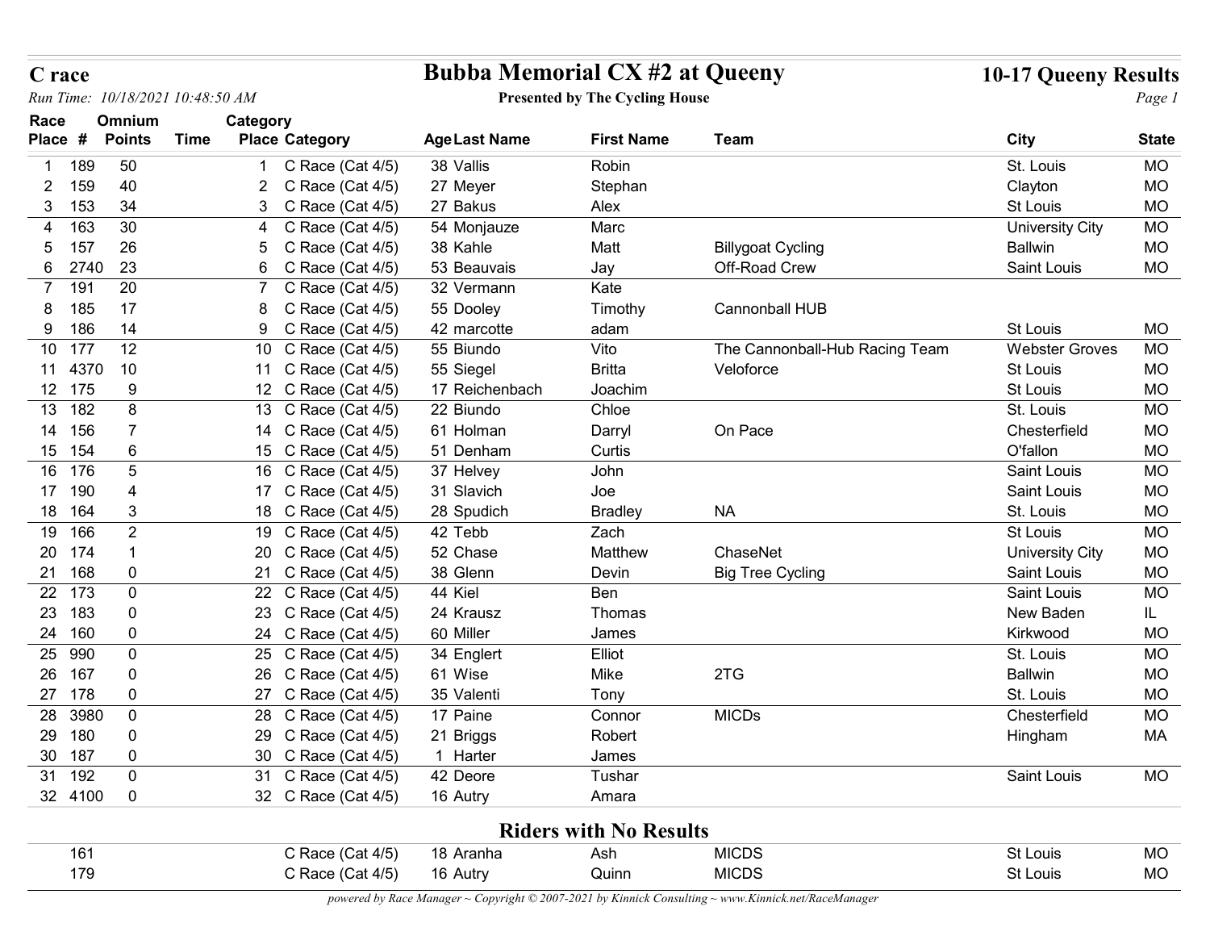# C race

## Bubba Memorial CX #2 at Queeny

**Presented by The Cycling House**

**10-17 Queeny Results**

*Run Time: 10/18/2021 10:48:50 AM*

| Race Place | # | Omnium Points | Time | Category Place | Category | Age | Last Name | First Name | Team | City | State |
|---|---|---|---|---|---|---|---|---|---|---|---|
| 1 | 189 | 50 | | 1 | C Race (Cat 4/5) | 38 | Vallis | Robin | | St. Louis | MO |
| 2 | 159 | 40 | | 2 | C Race (Cat 4/5) | 27 | Meyer | Stephan | | Clayton | MO |
| 3 | 153 | 34 | | 3 | C Race (Cat 4/5) | 27 | Bakus | Alex | | St Louis | MO |
| 4 | 163 | 30 | | 4 | C Race (Cat 4/5) | 54 | Monjauze | Marc | | University City | MO |
| 5 | 157 | 26 | | 5 | C Race (Cat 4/5) | 38 | Kahle | Matt | Billygoat Cycling | Ballwin | MO |
| 6 | 2740 | 23 | | 6 | C Race (Cat 4/5) | 53 | Beauvais | Jay | Off-Road Crew | Saint Louis | MO |
| 7 | 191 | 20 | | 7 | C Race (Cat 4/5) | 32 | Vermann | Kate | | | |
| 8 | 185 | 17 | | 8 | C Race (Cat 4/5) | 55 | Dooley | Timothy | Cannonball HUB | | |
| 9 | 186 | 14 | | 9 | C Race (Cat 4/5) | 42 | marcotte | adam | | St Louis | MO |
| 10 | 177 | 12 | | 10 | C Race (Cat 4/5) | 55 | Biundo | Vito | The Cannonball-Hub Racing Team | Webster Groves | MO |
| 11 | 4370 | 10 | | 11 | C Race (Cat 4/5) | 55 | Siegel | Britta | Veloforce | St Louis | MO |
| 12 | 175 | 9 | | 12 | C Race (Cat 4/5) | 17 | Reichenbach | Joachim | | St Louis | MO |
| 13 | 182 | 8 | | 13 | C Race (Cat 4/5) | 22 | Biundo | Chloe | | St. Louis | MO |
| 14 | 156 | 7 | | 14 | C Race (Cat 4/5) | 61 | Holman | Darryl | On Pace | Chesterfield | MO |
| 15 | 154 | 6 | | 15 | C Race (Cat 4/5) | 51 | Denham | Curtis | | O'fallon | MO |
| 16 | 176 | 5 | | 16 | C Race (Cat 4/5) | 37 | Helvey | John | | Saint Louis | MO |
| 17 | 190 | 4 | | 17 | C Race (Cat 4/5) | 31 | Slavich | Joe | | Saint Louis | MO |
| 18 | 164 | 3 | | 18 | C Race (Cat 4/5) | 28 | Spudich | Bradley | NA | St. Louis | MO |
| 19 | 166 | 2 | | 19 | C Race (Cat 4/5) | 42 | Tebb | Zach | | St Louis | MO |
| 20 | 174 | 1 | | 20 | C Race (Cat 4/5) | 52 | Chase | Matthew | ChaseNet | University City | MO |
| 21 | 168 | 0 | | 21 | C Race (Cat 4/5) | 38 | Glenn | Devin | Big Tree Cycling | Saint Louis | MO |
| 22 | 173 | 0 | | 22 | C Race (Cat 4/5) | 44 | Kiel | Ben | | Saint Louis | MO |
| 23 | 183 | 0 | | 23 | C Race (Cat 4/5) | 24 | Krausz | Thomas | | New Baden | IL |
| 24 | 160 | 0 | | 24 | C Race (Cat 4/5) | 60 | Miller | James | | Kirkwood | MO |
| 25 | 990 | 0 | | 25 | C Race (Cat 4/5) | 34 | Englert | Elliot | | St. Louis | MO |
| 26 | 167 | 0 | | 26 | C Race (Cat 4/5) | 61 | Wise | Mike | 2TG | Ballwin | MO |
| 27 | 178 | 0 | | 27 | C Race (Cat 4/5) | 35 | Valenti | Tony | | St. Louis | MO |
| 28 | 3980 | 0 | | 28 | C Race (Cat 4/5) | 17 | Paine | Connor | MICDs | Chesterfield | MO |
| 29 | 180 | 0 | | 29 | C Race (Cat 4/5) | 21 | Briggs | Robert | | Hingham | MA |
| 30 | 187 | 0 | | 30 | C Race (Cat 4/5) | 1 | Harter | James | | | |
| 31 | 192 | 0 | | 31 | C Race (Cat 4/5) | 42 | Deore | Tushar | | Saint Louis | MO |
| 32 | 4100 | 0 | | 32 | C Race (Cat 4/5) | 16 | Autry | Amara | | | |

## Riders with No Results

| # | Category | Age | Last Name | First Name | Team | City | State |
|---|---|---|---|---|---|---|---|
| 161 | C Race (Cat 4/5) | 18 | Aranha | Ash | MICDS | St Louis | MO |
| 179 | C Race (Cat 4/5) | 16 | Autry | Quinn | MICDS | St Louis | MO |

*powered by Race Manager ~ Copyright © 2007-2021 by Kinnick Consulting ~ www.Kinnick.net/RaceManager*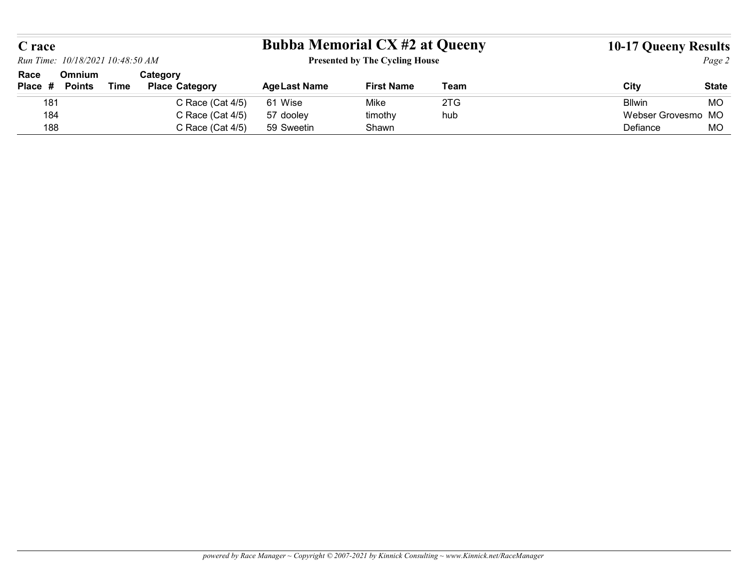| Race Place | # | Omnium Points | Time | Category Place | Category | Age | Last Name | First Name | Team | City | State |
|---|---|---|---|---|---|---|---|---|---|---|---|
| | 181 | | | | C Race (Cat 4/5) | 61 | Wise | Mike | 2TG | Bllwin | MO |
| | 184 | | | | C Race (Cat 4/5) | 57 | dooley | timothy | hub | Webser Grovesmo | MO |
| | 188 | | | | C Race (Cat 4/5) | 59 | Sweetin | Shawn | | Defiance | MO |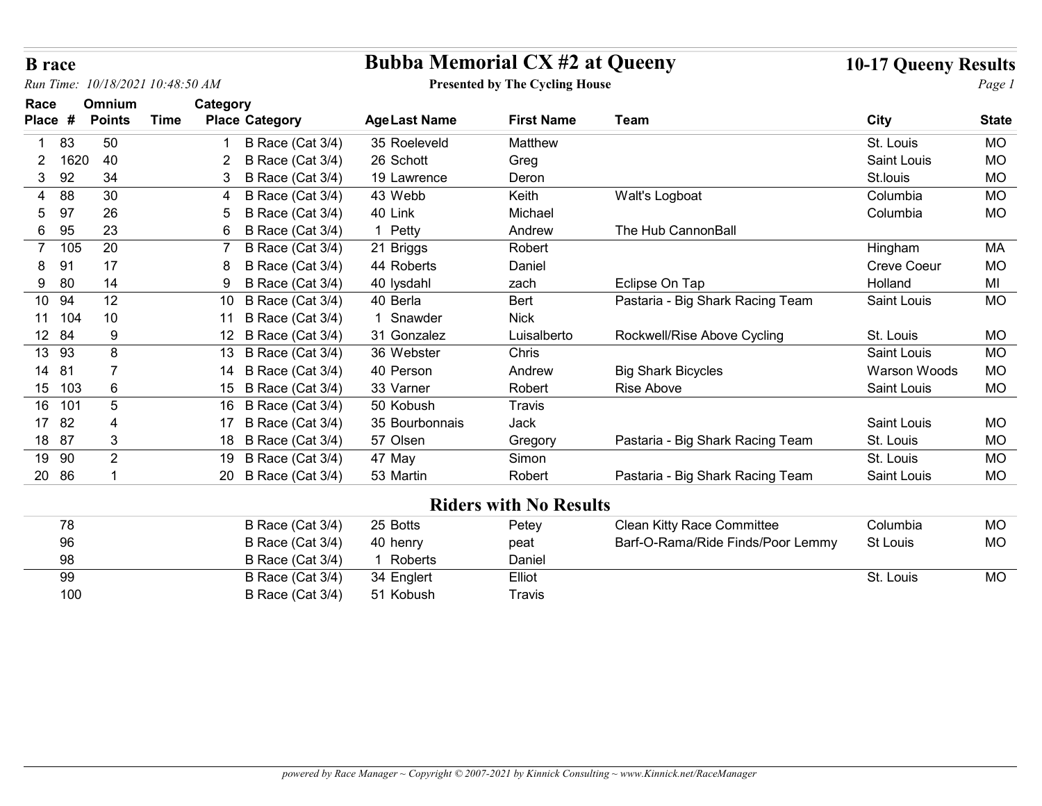**B race**

*Run Time: 10/18/2021 10:48:50 AM*

# Bubba Memorial CX #2 at Queeny

**Presented by The Cycling House**

**10-17 Queeny Results**

| Race Place | # | Omnium Points | Time | Category Place | Category | Age | Last Name | First Name | Team | City | State |
|---|---|---|---|---|---|---|---|---|---|---|---|
| 1 | 83 | 50 | | 1 | B Race (Cat 3/4) | 35 | Roeleveld | Matthew | | St. Louis | MO |
| 2 | 1620 | 40 | | 2 | B Race (Cat 3/4) | 26 | Schott | Greg | | Saint Louis | MO |
| 3 | 92 | 34 | | 3 | B Race (Cat 3/4) | 19 | Lawrence | Deron | | St.louis | MO |
| 4 | 88 | 30 | | 4 | B Race (Cat 3/4) | 43 | Webb | Keith | Walt's Logboat | Columbia | MO |
| 5 | 97 | 26 | | 5 | B Race (Cat 3/4) | 40 | Link | Michael | | Columbia | MO |
| 6 | 95 | 23 | | 6 | B Race (Cat 3/4) | 1 | Petty | Andrew | The Hub CannonBall | | |
| 7 | 105 | 20 | | 7 | B Race (Cat 3/4) | 21 | Briggs | Robert | | Hingham | MA |
| 8 | 91 | 17 | | 8 | B Race (Cat 3/4) | 44 | Roberts | Daniel | | Creve Coeur | MO |
| 9 | 80 | 14 | | 9 | B Race (Cat 3/4) | 40 | lysdahl | zach | Eclipse On Tap | Holland | MI |
| 10 | 94 | 12 | | 10 | B Race (Cat 3/4) | 40 | Berla | Bert | Pastaria - Big Shark Racing Team | Saint Louis | MO |
| 11 | 104 | 10 | | 11 | B Race (Cat 3/4) | 1 | Snawder | Nick | | | |
| 12 | 84 | 9 | | 12 | B Race (Cat 3/4) | 31 | Gonzalez | Luisalberto | Rockwell/Rise Above Cycling | St. Louis | MO |
| 13 | 93 | 8 | | 13 | B Race (Cat 3/4) | 36 | Webster | Chris | | Saint Louis | MO |
| 14 | 81 | 7 | | 14 | B Race (Cat 3/4) | 40 | Person | Andrew | Big Shark Bicycles | Warson Woods | MO |
| 15 | 103 | 6 | | 15 | B Race (Cat 3/4) | 33 | Varner | Robert | Rise Above | Saint Louis | MO |
| 16 | 101 | 5 | | 16 | B Race (Cat 3/4) | 50 | Kobush | Travis | | | |
| 17 | 82 | 4 | | 17 | B Race (Cat 3/4) | 35 | Bourbonnais | Jack | | Saint Louis | MO |
| 18 | 87 | 3 | | 18 | B Race (Cat 3/4) | 57 | Olsen | Gregory | Pastaria - Big Shark Racing Team | St. Louis | MO |
| 19 | 90 | 2 | | 19 | B Race (Cat 3/4) | 47 | May | Simon | | St. Louis | MO |
| 20 | 86 | 1 | | 20 | B Race (Cat 3/4) | 53 | Martin | Robert | Pastaria - Big Shark Racing Team | Saint Louis | MO |

## Riders with No Results

| # | Category | Age | Last Name | First Name | Team | City | State |
|---|---|---|---|---|---|---|---|
| 78 | B Race (Cat 3/4) | 25 | Botts | Petey | Clean Kitty Race Committee | Columbia | MO |
| 96 | B Race (Cat 3/4) | 40 | henry | peat | Barf-O-Rama/Ride Finds/Poor Lemmy | St Louis | MO |
| 98 | B Race (Cat 3/4) | 1 | Roberts | Daniel | | | |
| 99 | B Race (Cat 3/4) | 34 | Englert | Elliot | | St. Louis | MO |
| 100 | B Race (Cat 3/4) | 51 | Kobush | Travis | | | |

*powered by Race Manager ~ Copyright © 2007-2021 by Kinnick Consulting ~ www.Kinnick.net/RaceManager*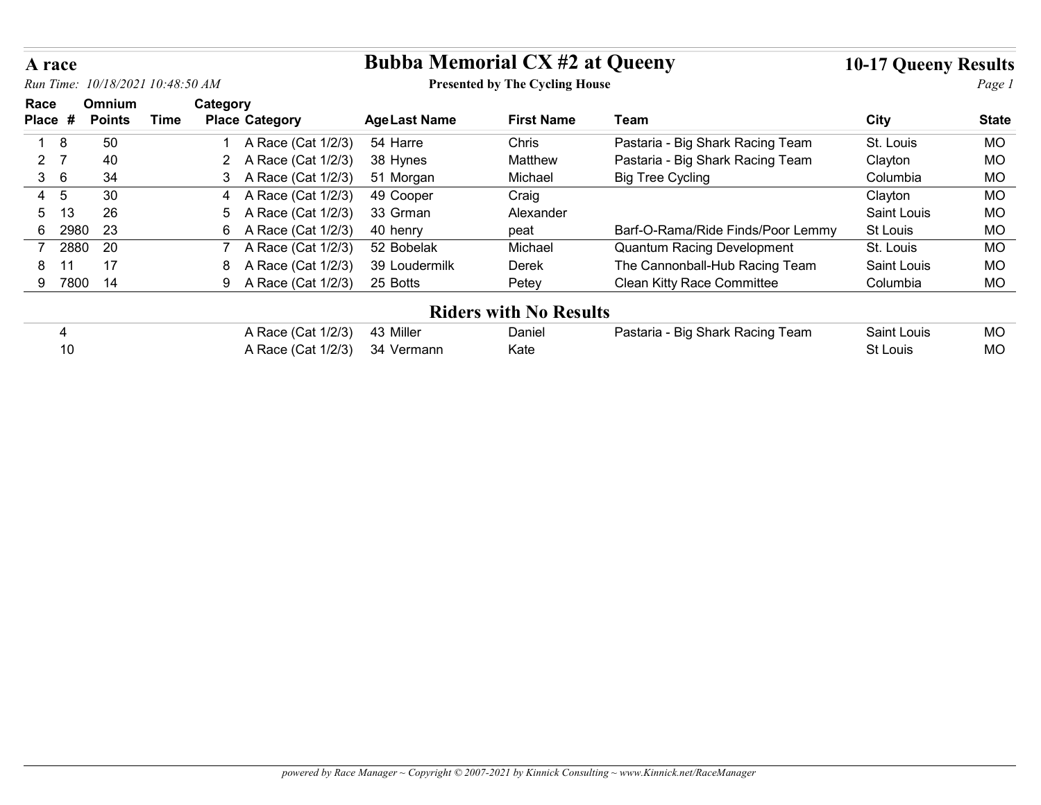# A race

*Run Time: 10/18/2021 10:48:50 AM*

## Bubba Memorial CX #2 at Queeny

**Presented by The Cycling House**

## 10-17 Queeny Results

| Race Place | # | Omnium Points | Time | Category Place | Category | Age | Last Name | First Name | Team | City | State |
|---|---|---|---|---|---|---|---|---|---|---|---|
| 1 | 8 | 50 | | 1 | A Race (Cat 1/2/3) | 54 | Harre | Chris | Pastaria - Big Shark Racing Team | St. Louis | MO |
| 2 | 7 | 40 | | 2 | A Race (Cat 1/2/3) | 38 | Hynes | Matthew | Pastaria - Big Shark Racing Team | Clayton | MO |
| 3 | 6 | 34 | | 3 | A Race (Cat 1/2/3) | 51 | Morgan | Michael | Big Tree Cycling | Columbia | MO |
| 4 | 5 | 30 | | 4 | A Race (Cat 1/2/3) | 49 | Cooper | Craig | | Clayton | MO |
| 5 | 13 | 26 | | 5 | A Race (Cat 1/2/3) | 33 | Grman | Alexander | | Saint Louis | MO |
| 6 | 2980 | 23 | | 6 | A Race (Cat 1/2/3) | 40 | henry | peat | Barf-O-Rama/Ride Finds/Poor Lemmy | St Louis | MO |
| 7 | 2880 | 20 | | 7 | A Race (Cat 1/2/3) | 52 | Bobelak | Michael | Quantum Racing Development | St. Louis | MO |
| 8 | 11 | 17 | | 8 | A Race (Cat 1/2/3) | 39 | Loudermilk | Derek | The Cannonball-Hub Racing Team | Saint Louis | MO |
| 9 | 7800 | 14 | | 9 | A Race (Cat 1/2/3) | 25 | Botts | Petey | Clean Kitty Race Committee | Columbia | MO |

## Riders with No Results

| # | Category | Age | Last Name | First Name | Team | City | State |
|---|---|---|---|---|---|---|---|
| 4 | A Race (Cat 1/2/3) | 43 | Miller | Daniel | Pastaria - Big Shark Racing Team | Saint Louis | MO |
| 10 | A Race (Cat 1/2/3) | 34 | Vermann | Kate | | St Louis | MO |

*powered by Race Manager ~ Copyright © 2007-2021 by Kinnick Consulting ~ www.Kinnick.net/RaceManager*